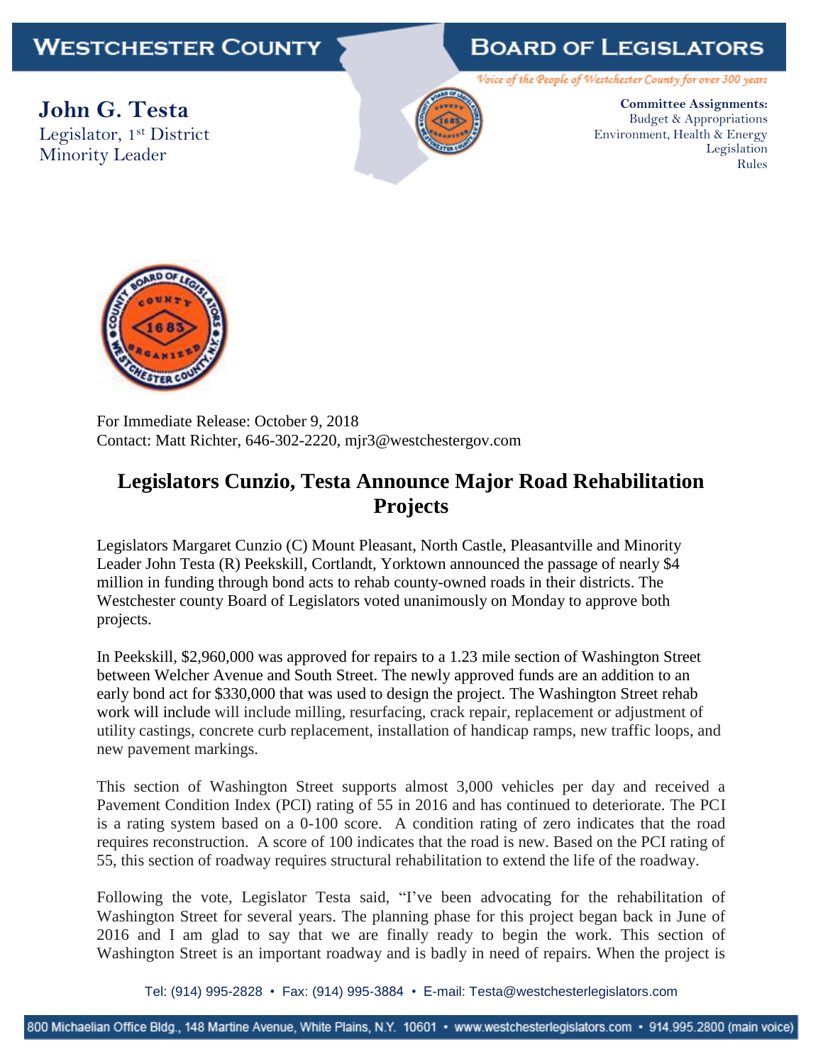# WESTCHESTER COUNTY BOARD OF LEGISLATORS

*Voice of the People of Westchester County for over 300 years*

**John G. Testa**
Legislator, 1st District
Minority Leader

**Committee Assignments:**
Budget & Appropriations
Environment, Health & Energy
Legislation
Rules

For Immediate Release: October 9, 2018
Contact: Matt Richter, 646-302-2220, mjr3@westchestergov.com

## Legislators Cunzio, Testa Announce Major Road Rehabilitation Projects

Legislators Margaret Cunzio (C) Mount Pleasant, North Castle, Pleasantville and Minority Leader John Testa (R) Peekskill, Cortlandt, Yorktown announced the passage of nearly $4 million in funding through bond acts to rehab county-owned roads in their districts. The Westchester county Board of Legislators voted unanimously on Monday to approve both projects.

In Peekskill, $2,960,000 was approved for repairs to a 1.23 mile section of Washington Street between Welcher Avenue and South Street. The newly approved funds are an addition to an early bond act for $330,000 that was used to design the project. The Washington Street rehab work will include will include milling, resurfacing, crack repair, replacement or adjustment of utility castings, concrete curb replacement, installation of handicap ramps, new traffic loops, and new pavement markings.

This section of Washington Street supports almost 3,000 vehicles per day and received a Pavement Condition Index (PCI) rating of 55 in 2016 and has continued to deteriorate. The PCI is a rating system based on a 0-100 score. A condition rating of zero indicates that the road requires reconstruction. A score of 100 indicates that the road is new. Based on the PCI rating of 55, this section of roadway requires structural rehabilitation to extend the life of the roadway.

Following the vote, Legislator Testa said, "I've been advocating for the rehabilitation of Washington Street for several years. The planning phase for this project began back in June of 2016 and I am glad to say that we are finally ready to begin the work. This section of Washington Street is an important roadway and is badly in need of repairs. When the project is

Tel: (914) 995-2828 • Fax: (914) 995-3884 • E-mail: Testa@westchesterlegislators.com

800 Michaelian Office Bldg., 148 Martine Avenue, White Plains, N.Y. 10601 • www.westchesterlegislators.com • 914.995.2800 (main voice)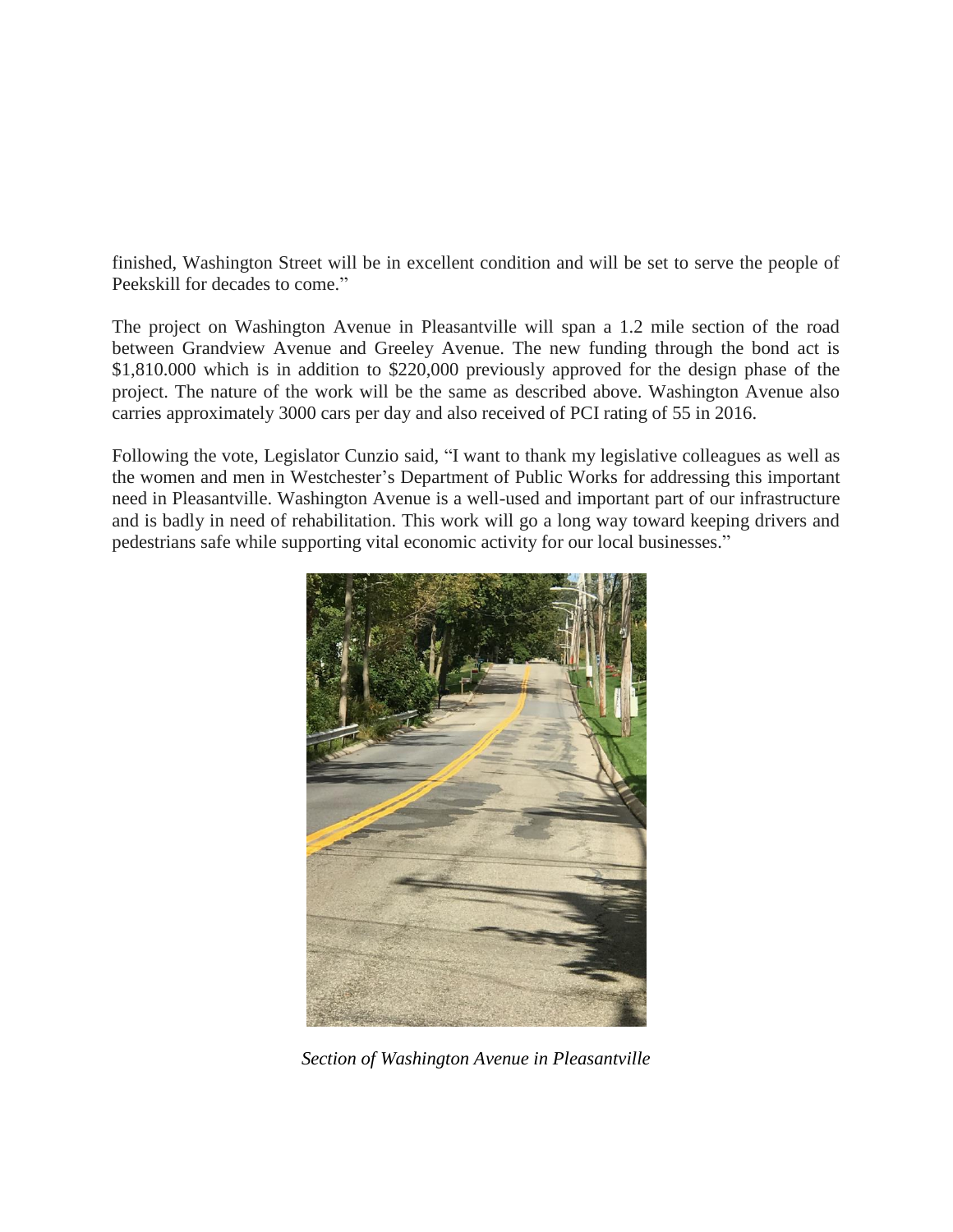finished, Washington Street will be in excellent condition and will be set to serve the people of Peekskill for decades to come."

The project on Washington Avenue in Pleasantville will span a 1.2 mile section of the road between Grandview Avenue and Greeley Avenue. The new funding through the bond act is $1,810.000 which is in addition to $220,000 previously approved for the design phase of the project. The nature of the work will be the same as described above. Washington Avenue also carries approximately 3000 cars per day and also received of PCI rating of 55 in 2016.

Following the vote, Legislator Cunzio said, "I want to thank my legislative colleagues as well as the women and men in Westchester's Department of Public Works for addressing this important need in Pleasantville. Washington Avenue is a well-used and important part of our infrastructure and is badly in need of rehabilitation. This work will go a long way toward keeping drivers and pedestrians safe while supporting vital economic activity for our local businesses."

*Section of Washington Avenue in Pleasantville*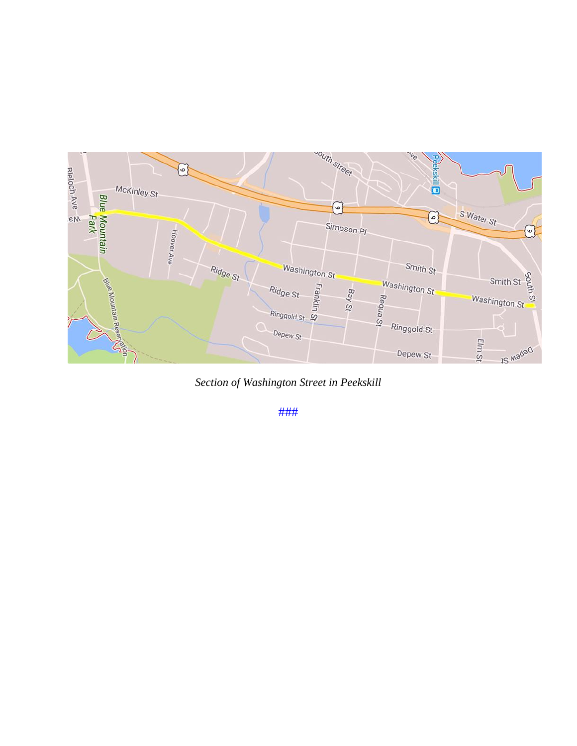*Section of Washington Street in Peekskill*

###